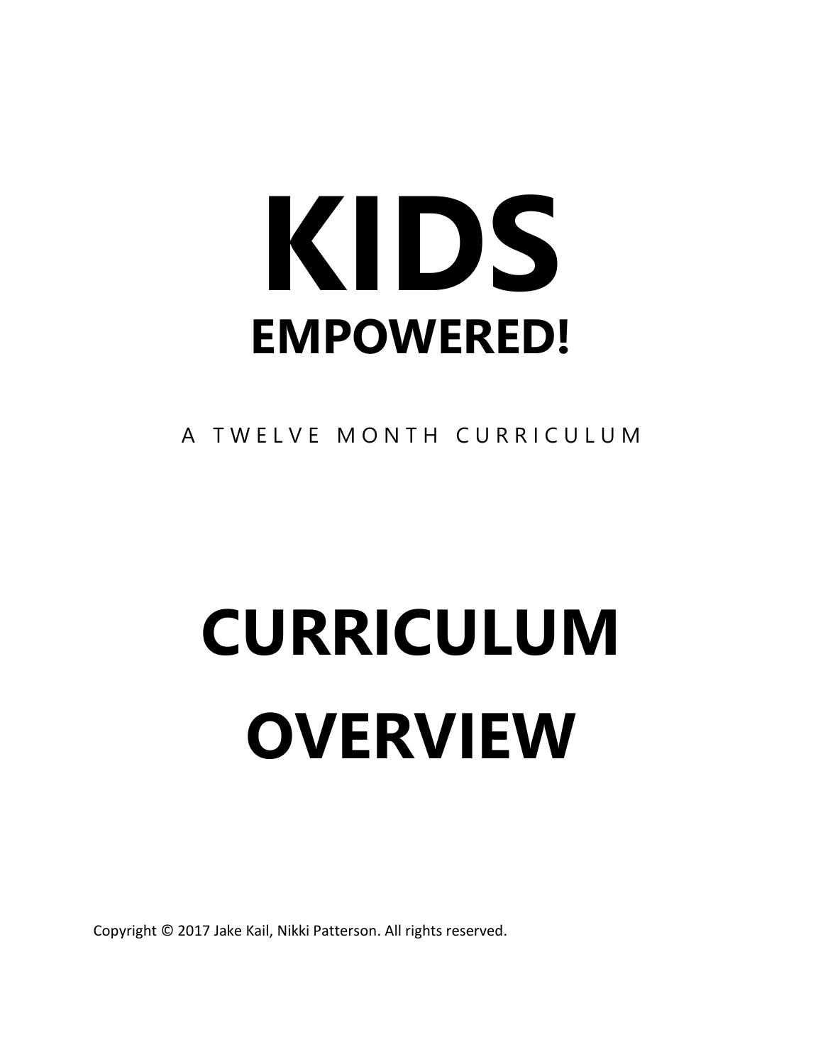# KIDS

## EMPOWERED!

A TWELVE MONTH CURRICULUM

# CURRICULUM OVERVIEW

Copyright © 2017 Jake Kail, Nikki Patterson. All rights reserved.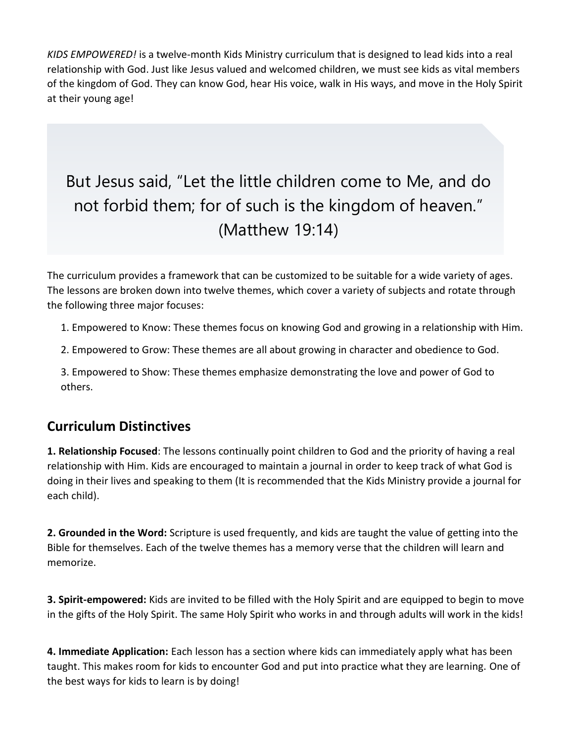*KIDS EMPOWERED!* is a twelve-month Kids Ministry curriculum that is designed to lead kids into a real relationship with God. Just like Jesus valued and welcomed children, we must see kids as vital members of the kingdom of God. They can know God, hear His voice, walk in His ways, and move in the Holy Spirit at their young age!

> But Jesus said, "Let the little children come to Me, and do not forbid them; for of such is the kingdom of heaven." (Matthew 19:14)

The curriculum provides a framework that can be customized to be suitable for a wide variety of ages. The lessons are broken down into twelve themes, which cover a variety of subjects and rotate through the following three major focuses:

1. Empowered to Know: These themes focus on knowing God and growing in a relationship with Him.
2. Empowered to Grow: These themes are all about growing in character and obedience to God.
3. Empowered to Show: These themes emphasize demonstrating the love and power of God to others.

## Curriculum Distinctives

**1. Relationship Focused**: The lessons continually point children to God and the priority of having a real relationship with Him. Kids are encouraged to maintain a journal in order to keep track of what God is doing in their lives and speaking to them (It is recommended that the Kids Ministry provide a journal for each child).

**2. Grounded in the Word:** Scripture is used frequently, and kids are taught the value of getting into the Bible for themselves. Each of the twelve themes has a memory verse that the children will learn and memorize.

**3. Spirit-empowered:** Kids are invited to be filled with the Holy Spirit and are equipped to begin to move in the gifts of the Holy Spirit. The same Holy Spirit who works in and through adults will work in the kids!

**4. Immediate Application:** Each lesson has a section where kids can immediately apply what has been taught. This makes room for kids to encounter God and put into practice what they are learning. One of the best ways for kids to learn is by doing!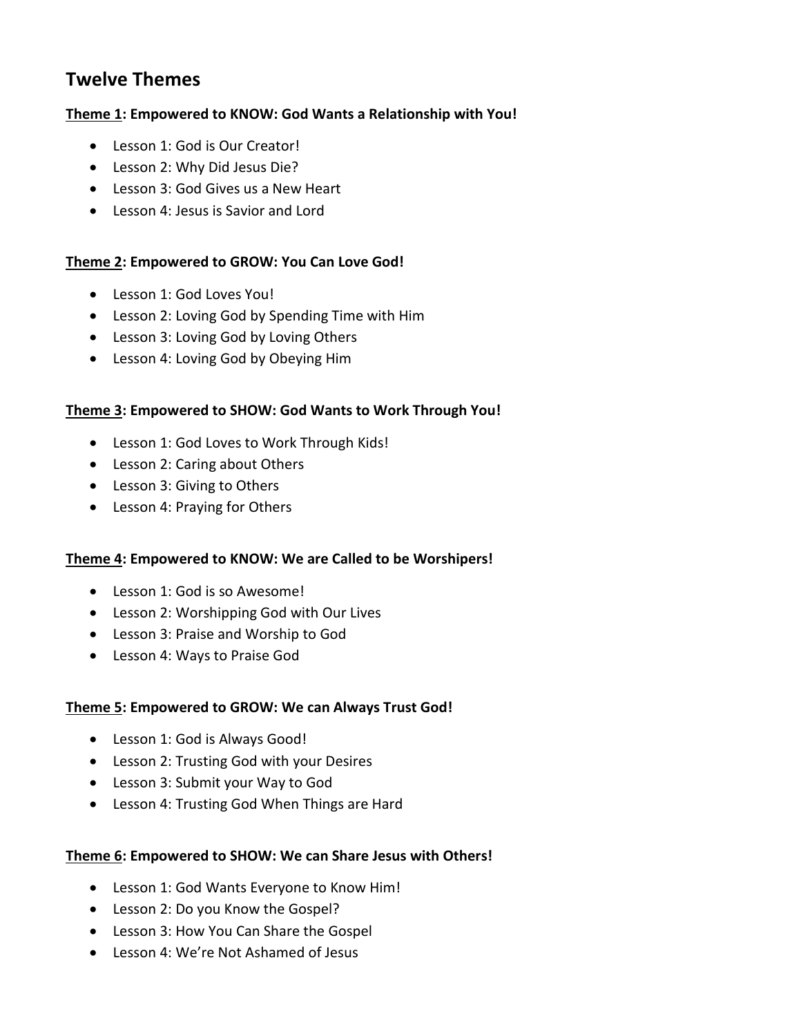## Twelve Themes

**<u>Theme 1</u>: Empowered to KNOW: God Wants a Relationship with You!**

- Lesson 1: God is Our Creator!
- Lesson 2: Why Did Jesus Die?
- Lesson 3: God Gives us a New Heart
- Lesson 4: Jesus is Savior and Lord

**<u>Theme 2</u>: Empowered to GROW: You Can Love God!**

- Lesson 1: God Loves You!
- Lesson 2: Loving God by Spending Time with Him
- Lesson 3: Loving God by Loving Others
- Lesson 4: Loving God by Obeying Him

**<u>Theme 3</u>: Empowered to SHOW: God Wants to Work Through You!**

- Lesson 1: God Loves to Work Through Kids!
- Lesson 2: Caring about Others
- Lesson 3: Giving to Others
- Lesson 4: Praying for Others

**<u>Theme 4</u>: Empowered to KNOW: We are Called to be Worshipers!**

- Lesson 1: God is so Awesome!
- Lesson 2: Worshipping God with Our Lives
- Lesson 3: Praise and Worship to God
- Lesson 4: Ways to Praise God

**<u>Theme 5</u>: Empowered to GROW: We can Always Trust God!**

- Lesson 1: God is Always Good!
- Lesson 2: Trusting God with your Desires
- Lesson 3: Submit your Way to God
- Lesson 4: Trusting God When Things are Hard

**<u>Theme 6</u>: Empowered to SHOW: We can Share Jesus with Others!**

- Lesson 1: God Wants Everyone to Know Him!
- Lesson 2: Do you Know the Gospel?
- Lesson 3: How You Can Share the Gospel
- Lesson 4: We're Not Ashamed of Jesus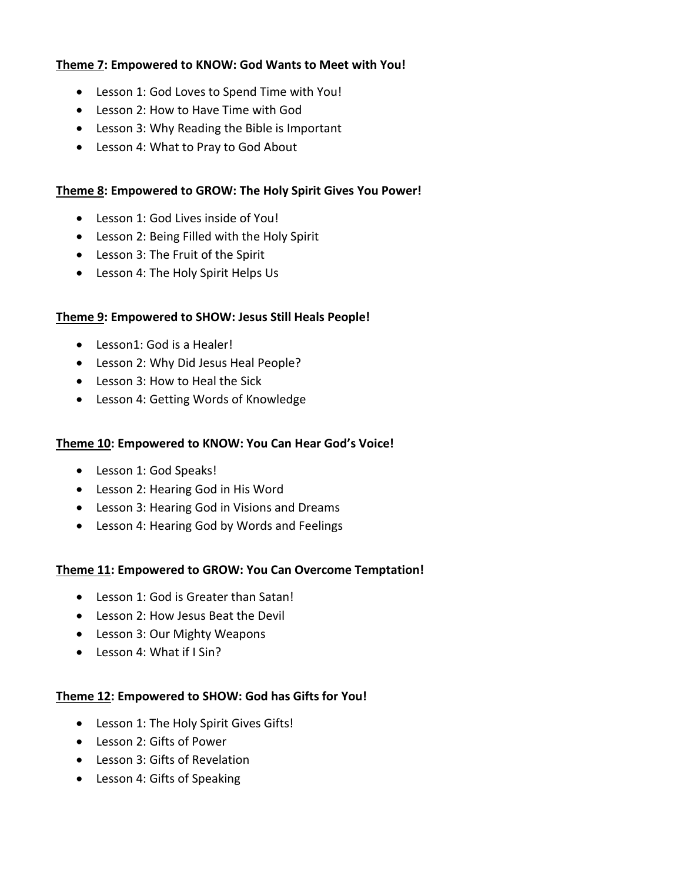**<u>Theme 7</u>: Empowered to KNOW: God Wants to Meet with You!**

- Lesson 1: God Loves to Spend Time with You!
- Lesson 2: How to Have Time with God
- Lesson 3: Why Reading the Bible is Important
- Lesson 4: What to Pray to God About

**<u>Theme 8</u>: Empowered to GROW: The Holy Spirit Gives You Power!**

- Lesson 1: God Lives inside of You!
- Lesson 2: Being Filled with the Holy Spirit
- Lesson 3: The Fruit of the Spirit
- Lesson 4: The Holy Spirit Helps Us

**<u>Theme 9</u>: Empowered to SHOW: Jesus Still Heals People!**

- Lesson1: God is a Healer!
- Lesson 2: Why Did Jesus Heal People?
- Lesson 3: How to Heal the Sick
- Lesson 4: Getting Words of Knowledge

**<u>Theme 10</u>: Empowered to KNOW: You Can Hear God's Voice!**

- Lesson 1: God Speaks!
- Lesson 2: Hearing God in His Word
- Lesson 3: Hearing God in Visions and Dreams
- Lesson 4: Hearing God by Words and Feelings

**<u>Theme 11</u>: Empowered to GROW: You Can Overcome Temptation!**

- Lesson 1: God is Greater than Satan!
- Lesson 2: How Jesus Beat the Devil
- Lesson 3: Our Mighty Weapons
- Lesson 4: What if I Sin?

**<u>Theme 12</u>: Empowered to SHOW: God has Gifts for You!**

- Lesson 1: The Holy Spirit Gives Gifts!
- Lesson 2: Gifts of Power
- Lesson 3: Gifts of Revelation
- Lesson 4: Gifts of Speaking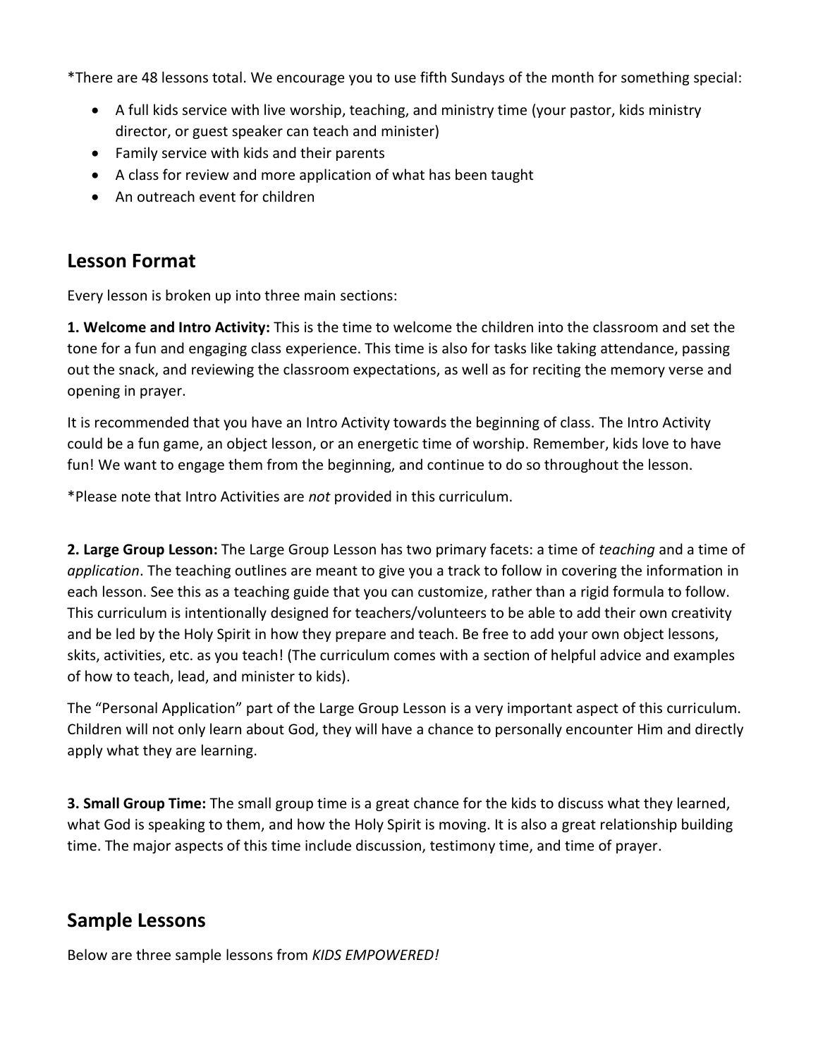*There are 48 lessons total. We encourage you to use fifth Sundays of the month for something special:

- A full kids service with live worship, teaching, and ministry time (your pastor, kids ministry director, or guest speaker can teach and minister)
- Family service with kids and their parents
- A class for review and more application of what has been taught
- An outreach event for children

## Lesson Format

Every lesson is broken up into three main sections:

**1. Welcome and Intro Activity:** This is the time to welcome the children into the classroom and set the tone for a fun and engaging class experience. This time is also for tasks like taking attendance, passing out the snack, and reviewing the classroom expectations, as well as for reciting the memory verse and opening in prayer.

It is recommended that you have an Intro Activity towards the beginning of class. The Intro Activity could be a fun game, an object lesson, or an energetic time of worship. Remember, kids love to have fun! We want to engage them from the beginning, and continue to do so throughout the lesson.

*Please note that Intro Activities are *not* provided in this curriculum.

**2. Large Group Lesson:** The Large Group Lesson has two primary facets: a time of *teaching* and a time of *application*. The teaching outlines are meant to give you a track to follow in covering the information in each lesson. See this as a teaching guide that you can customize, rather than a rigid formula to follow. This curriculum is intentionally designed for teachers/volunteers to be able to add their own creativity and be led by the Holy Spirit in how they prepare and teach. Be free to add your own object lessons, skits, activities, etc. as you teach! (The curriculum comes with a section of helpful advice and examples of how to teach, lead, and minister to kids).

The "Personal Application" part of the Large Group Lesson is a very important aspect of this curriculum. Children will not only learn about God, they will have a chance to personally encounter Him and directly apply what they are learning.

**3. Small Group Time:** The small group time is a great chance for the kids to discuss what they learned, what God is speaking to them, and how the Holy Spirit is moving. It is also a great relationship building time. The major aspects of this time include discussion, testimony time, and time of prayer.

## Sample Lessons

Below are three sample lessons from *KIDS EMPOWERED!*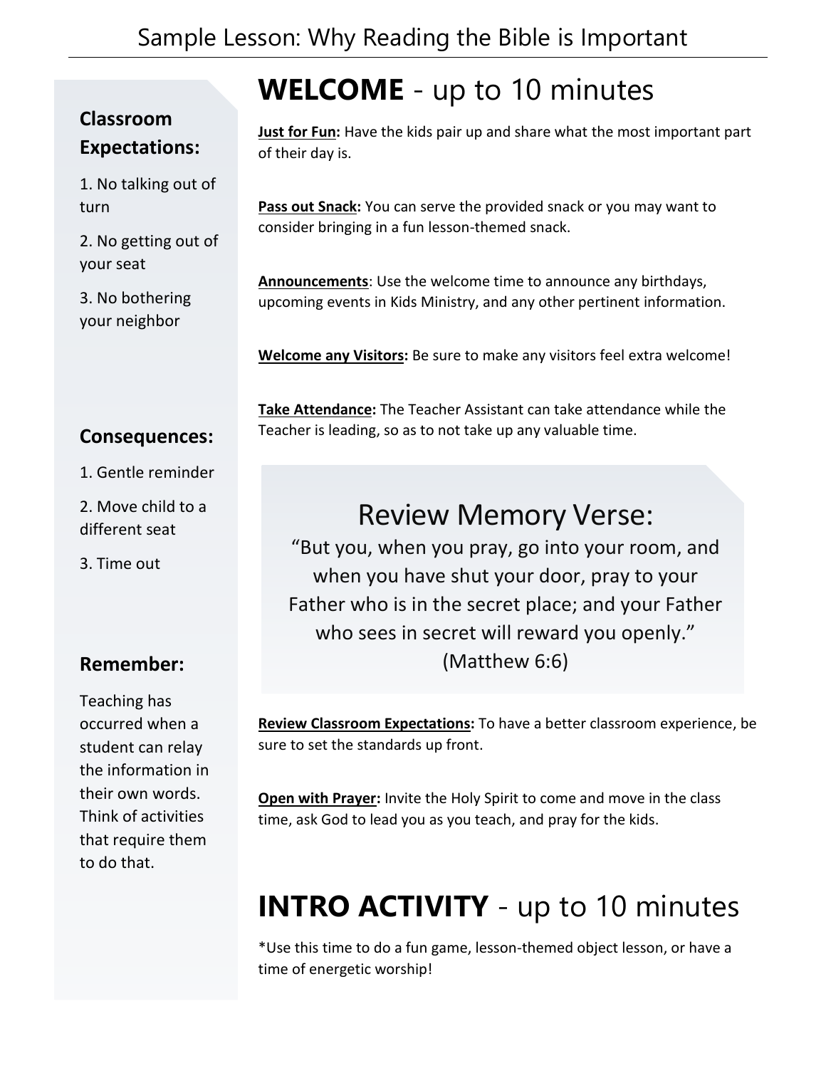# Sample Lesson: Why Reading the Bible is Important

## WELCOME - up to 10 minutes

**Just for Fun:** Have the kids pair up and share what the most important part of their day is.

**Pass out Snack:** You can serve the provided snack or you may want to consider bringing in a fun lesson-themed snack.

**Announcements**: Use the welcome time to announce any birthdays, upcoming events in Kids Ministry, and any other pertinent information.

**Welcome any Visitors:** Be sure to make any visitors feel extra welcome!

**Take Attendance:** The Teacher Assistant can take attendance while the Teacher is leading, so as to not take up any valuable time.

### Review Memory Verse:

"But you, when you pray, go into your room, and when you have shut your door, pray to your Father who is in the secret place; and your Father who sees in secret will reward you openly." (Matthew 6:6)

**Review Classroom Expectations:** To have a better classroom experience, be sure to set the standards up front.

**Open with Prayer:** Invite the Holy Spirit to come and move in the class time, ask God to lead you as you teach, and pray for the kids.

## INTRO ACTIVITY - up to 10 minutes

*Use this time to do a fun game, lesson-themed object lesson, or have a time of energetic worship!

### Classroom Expectations:

1. No talking out of turn
2. No getting out of your seat
3. No bothering your neighbor

### Consequences:

1. Gentle reminder
2. Move child to a different seat
3. Time out

### Remember:

Teaching has occurred when a student can relay the information in their own words. Think of activities that require them to do that.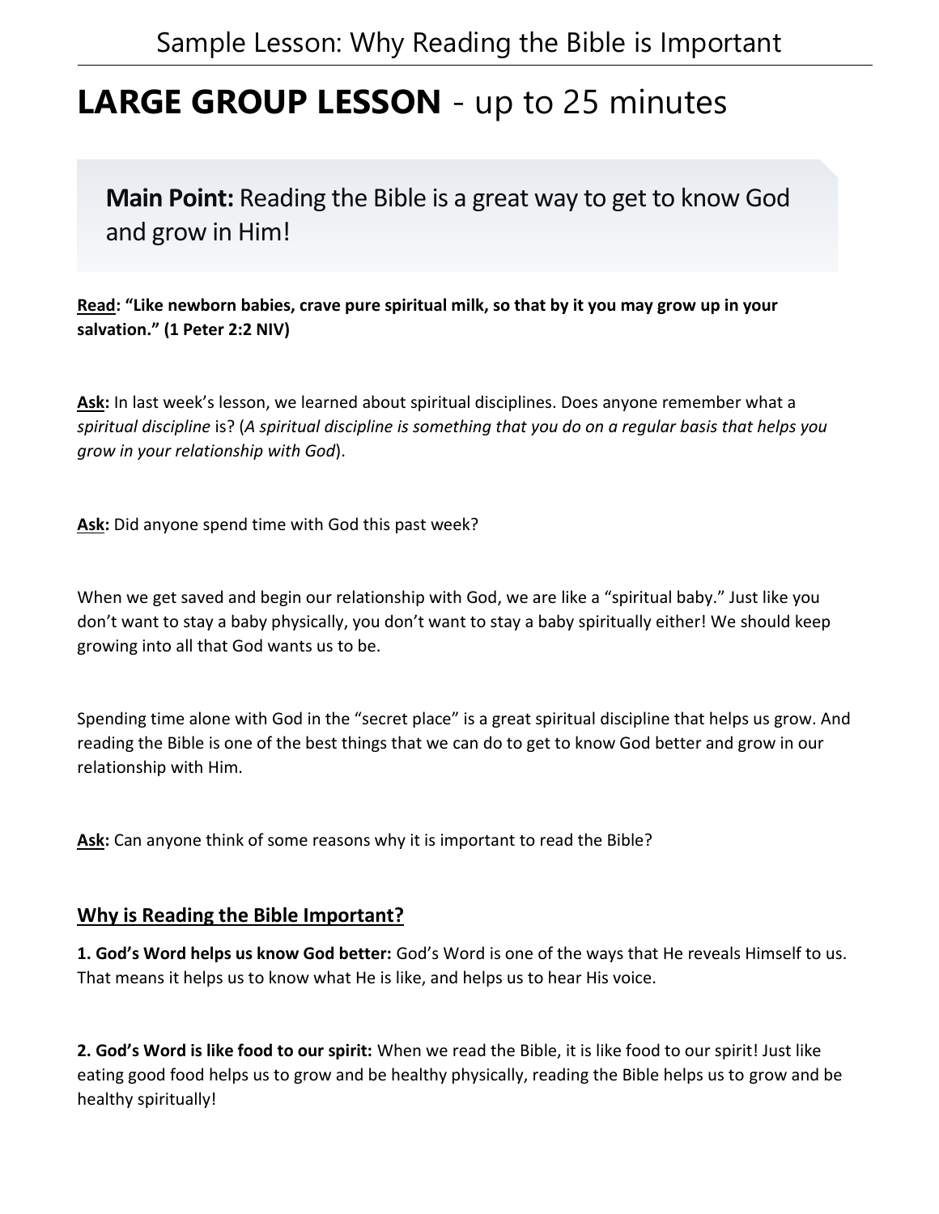# LARGE GROUP LESSON - up to 25 minutes

**Main Point:** Reading the Bible is a great way to get to know God and grow in Him!

**Read: "Like newborn babies, crave pure spiritual milk, so that by it you may grow up in your salvation." (1 Peter 2:2 NIV)**

**Ask:** In last week's lesson, we learned about spiritual disciplines. Does anyone remember what a *spiritual discipline* is? (*A spiritual discipline is something that you do on a regular basis that helps you grow in your relationship with God*).

**Ask:** Did anyone spend time with God this past week?

When we get saved and begin our relationship with God, we are like a "spiritual baby." Just like you don't want to stay a baby physically, you don't want to stay a baby spiritually either! We should keep growing into all that God wants us to be.

Spending time alone with God in the "secret place" is a great spiritual discipline that helps us grow. And reading the Bible is one of the best things that we can do to get to know God better and grow in our relationship with Him.

**Ask:** Can anyone think of some reasons why it is important to read the Bible?

## Why is Reading the Bible Important?

**1. God's Word helps us know God better:** God's Word is one of the ways that He reveals Himself to us. That means it helps us to know what He is like, and helps us to hear His voice.

**2. God's Word is like food to our spirit:** When we read the Bible, it is like food to our spirit! Just like eating good food helps us to grow and be healthy physically, reading the Bible helps us to grow and be healthy spiritually!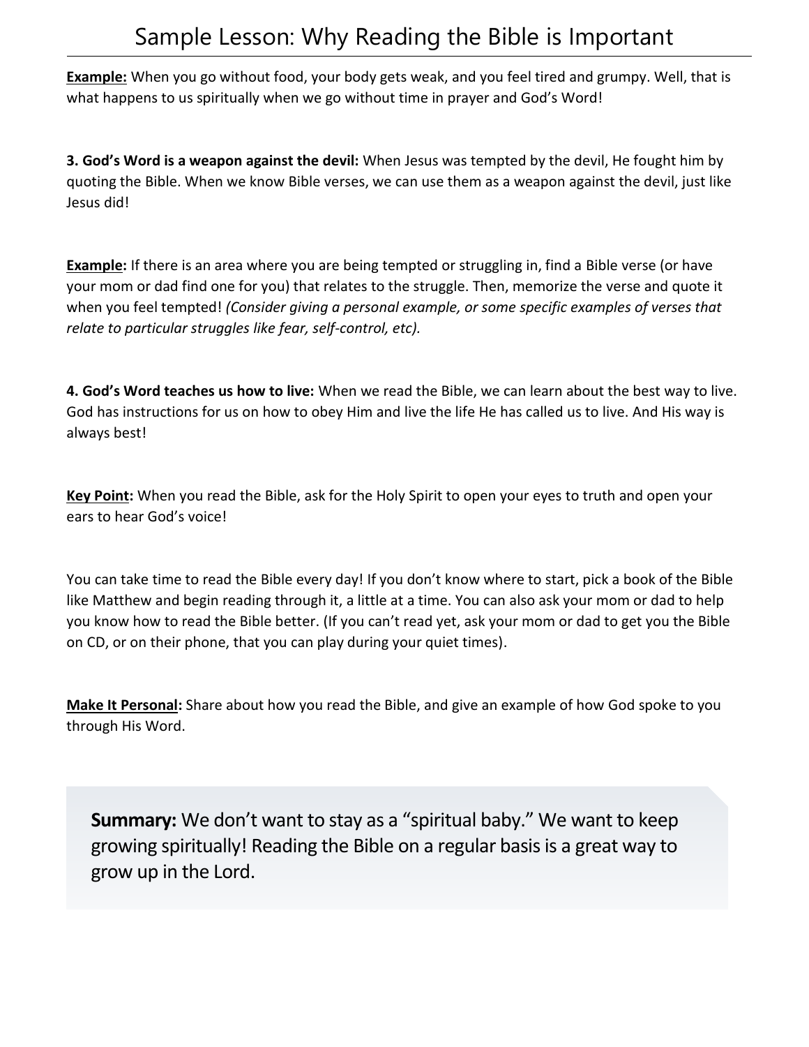**Example:** When you go without food, your body gets weak, and you feel tired and grumpy. Well, that is what happens to us spiritually when we go without time in prayer and God's Word!

**3. God's Word is a weapon against the devil:** When Jesus was tempted by the devil, He fought him by quoting the Bible. When we know Bible verses, we can use them as a weapon against the devil, just like Jesus did!

**Example:** If there is an area where you are being tempted or struggling in, find a Bible verse (or have your mom or dad find one for you) that relates to the struggle. Then, memorize the verse and quote it when you feel tempted! *(Consider giving a personal example, or some specific examples of verses that relate to particular struggles like fear, self-control, etc).*

**4. God's Word teaches us how to live:** When we read the Bible, we can learn about the best way to live. God has instructions for us on how to obey Him and live the life He has called us to live. And His way is always best!

**Key Point:** When you read the Bible, ask for the Holy Spirit to open your eyes to truth and open your ears to hear God's voice!

You can take time to read the Bible every day! If you don't know where to start, pick a book of the Bible like Matthew and begin reading through it, a little at a time. You can also ask your mom or dad to help you know how to read the Bible better. (If you can't read yet, ask your mom or dad to get you the Bible on CD, or on their phone, that you can play during your quiet times).

**Make It Personal:** Share about how you read the Bible, and give an example of how God spoke to you through His Word.

**Summary:** We don't want to stay as a "spiritual baby." We want to keep growing spiritually! Reading the Bible on a regular basis is a great way to grow up in the Lord.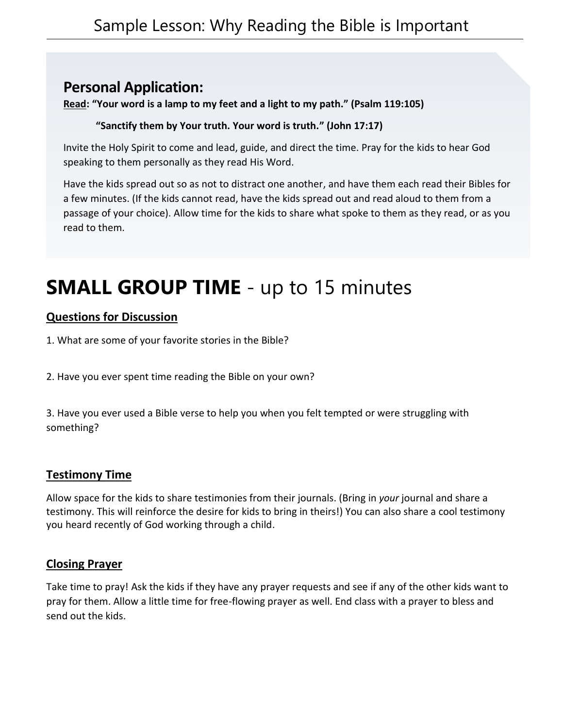## Personal Application:

**<u>Read</u>: "Your word is a lamp to my feet and a light to my path." (Psalm 119:105)**

**"Sanctify them by Your truth. Your word is truth." (John 17:17)**

Invite the Holy Spirit to come and lead, guide, and direct the time. Pray for the kids to hear God speaking to them personally as they read His Word.

Have the kids spread out so as not to distract one another, and have them each read their Bibles for a few minutes. (If the kids cannot read, have the kids spread out and read aloud to them from a passage of your choice). Allow time for the kids to share what spoke to them as they read, or as you read to them.

# **SMALL GROUP TIME** - up to 15 minutes

### <u>Questions for Discussion</u>

1. What are some of your favorite stories in the Bible?

2. Have you ever spent time reading the Bible on your own?

3. Have you ever used a Bible verse to help you when you felt tempted or were struggling with something?

### <u>Testimony Time</u>

Allow space for the kids to share testimonies from their journals. (Bring in *your* journal and share a testimony. This will reinforce the desire for kids to bring in theirs!) You can also share a cool testimony you heard recently of God working through a child.

### <u>Closing Prayer</u>

Take time to pray! Ask the kids if they have any prayer requests and see if any of the other kids want to pray for them. Allow a little time for free-flowing prayer as well. End class with a prayer to bless and send out the kids.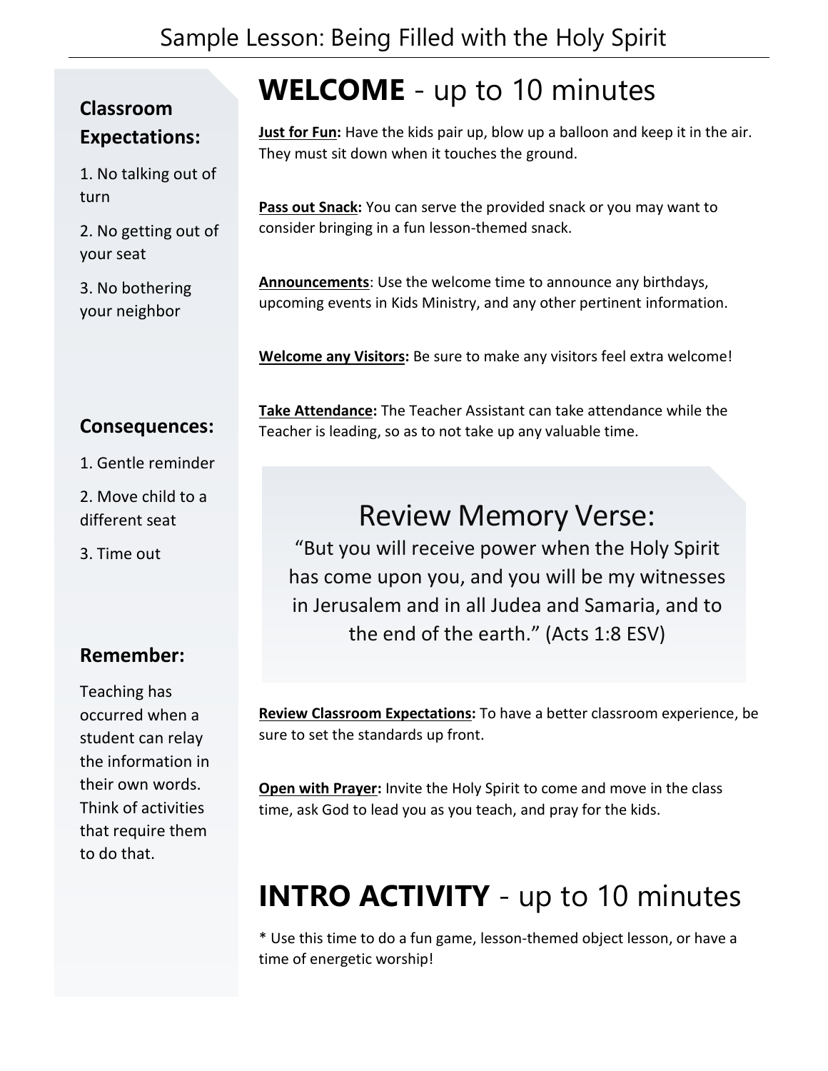# Sample Lesson: Being Filled with the Holy Spirit

## WELCOME - up to 10 minutes

**Just for Fun:** Have the kids pair up, blow up a balloon and keep it in the air. They must sit down when it touches the ground.

**Pass out Snack:** You can serve the provided snack or you may want to consider bringing in a fun lesson-themed snack.

**Announcements**: Use the welcome time to announce any birthdays, upcoming events in Kids Ministry, and any other pertinent information.

**Welcome any Visitors:** Be sure to make any visitors feel extra welcome!

**Take Attendance:** The Teacher Assistant can take attendance while the Teacher is leading, so as to not take up any valuable time.

### Review Memory Verse:

"But you will receive power when the Holy Spirit has come upon you, and you will be my witnesses in Jerusalem and in all Judea and Samaria, and to the end of the earth." (Acts 1:8 ESV)

**Review Classroom Expectations:** To have a better classroom experience, be sure to set the standards up front.

**Open with Prayer:** Invite the Holy Spirit to come and move in the class time, ask God to lead you as you teach, and pray for the kids.

## INTRO ACTIVITY - up to 10 minutes

* Use this time to do a fun game, lesson-themed object lesson, or have a time of energetic worship!

### Classroom Expectations:

1. No talking out of turn
2. No getting out of your seat
3. No bothering your neighbor

### Consequences:

1. Gentle reminder
2. Move child to a different seat
3. Time out

### Remember:

Teaching has occurred when a student can relay the information in their own words. Think of activities that require them to do that.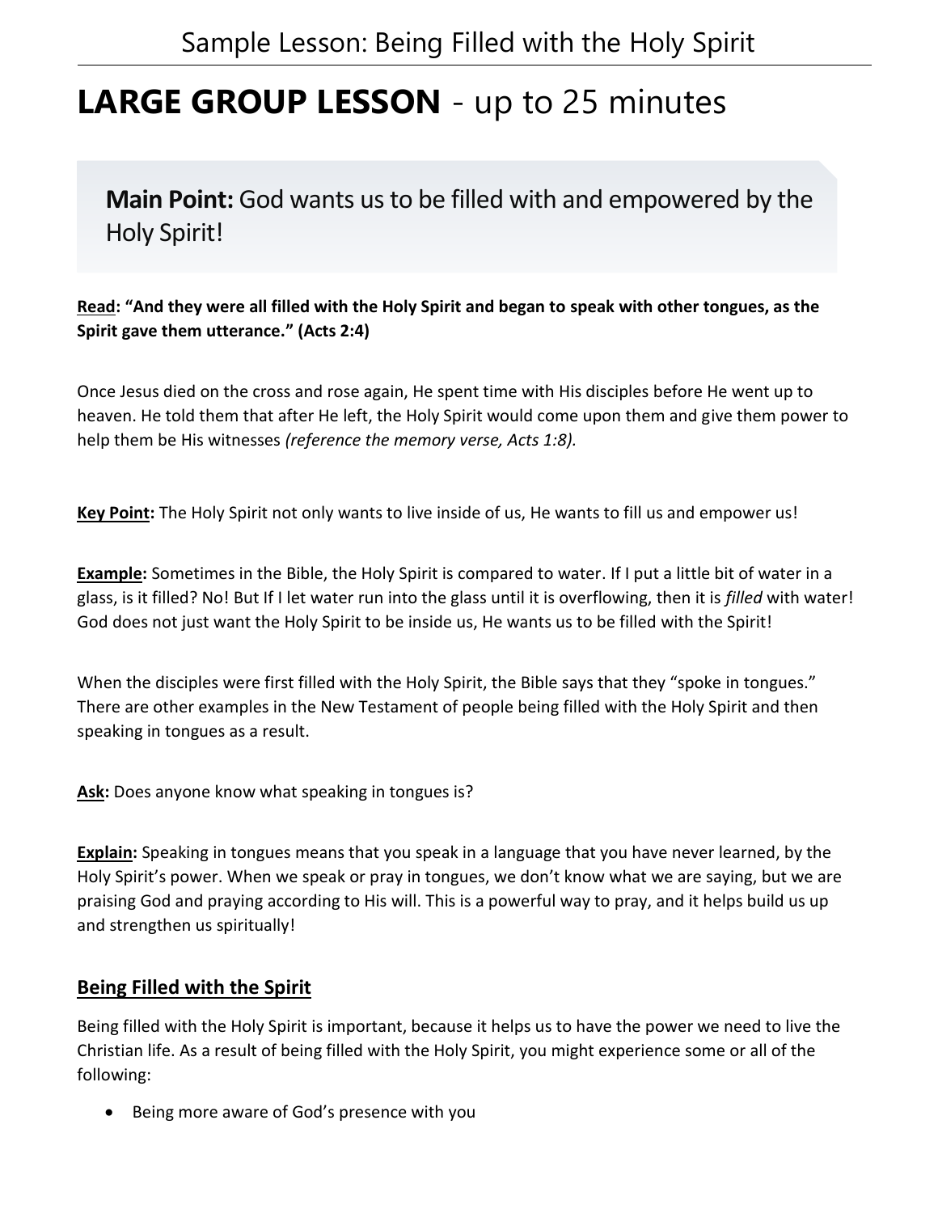# LARGE GROUP LESSON - up to 25 minutes

**Main Point:** God wants us to be filled with and empowered by the Holy Spirit!

**<u>Read</u>: "And they were all filled with the Holy Spirit and began to speak with other tongues, as the Spirit gave them utterance." (Acts 2:4)**

Once Jesus died on the cross and rose again, He spent time with His disciples before He went up to heaven. He told them that after He left, the Holy Spirit would come upon them and give them power to help them be His witnesses *(reference the memory verse, Acts 1:8).*

**<u>Key Point</u>:** The Holy Spirit not only wants to live inside of us, He wants to fill us and empower us!

**<u>Example</u>:** Sometimes in the Bible, the Holy Spirit is compared to water. If I put a little bit of water in a glass, is it filled? No! But If I let water run into the glass until it is overflowing, then it is *filled* with water! God does not just want the Holy Spirit to be inside us, He wants us to be filled with the Spirit!

When the disciples were first filled with the Holy Spirit, the Bible says that they "spoke in tongues." There are other examples in the New Testament of people being filled with the Holy Spirit and then speaking in tongues as a result.

**<u>Ask</u>:** Does anyone know what speaking in tongues is?

**<u>Explain</u>:** Speaking in tongues means that you speak in a language that you have never learned, by the Holy Spirit's power. When we speak or pray in tongues, we don't know what we are saying, but we are praising God and praying according to His will. This is a powerful way to pray, and it helps build us up and strengthen us spiritually!

## <u>Being Filled with the Spirit</u>

Being filled with the Holy Spirit is important, because it helps us to have the power we need to live the Christian life. As a result of being filled with the Holy Spirit, you might experience some or all of the following:

- Being more aware of God's presence with you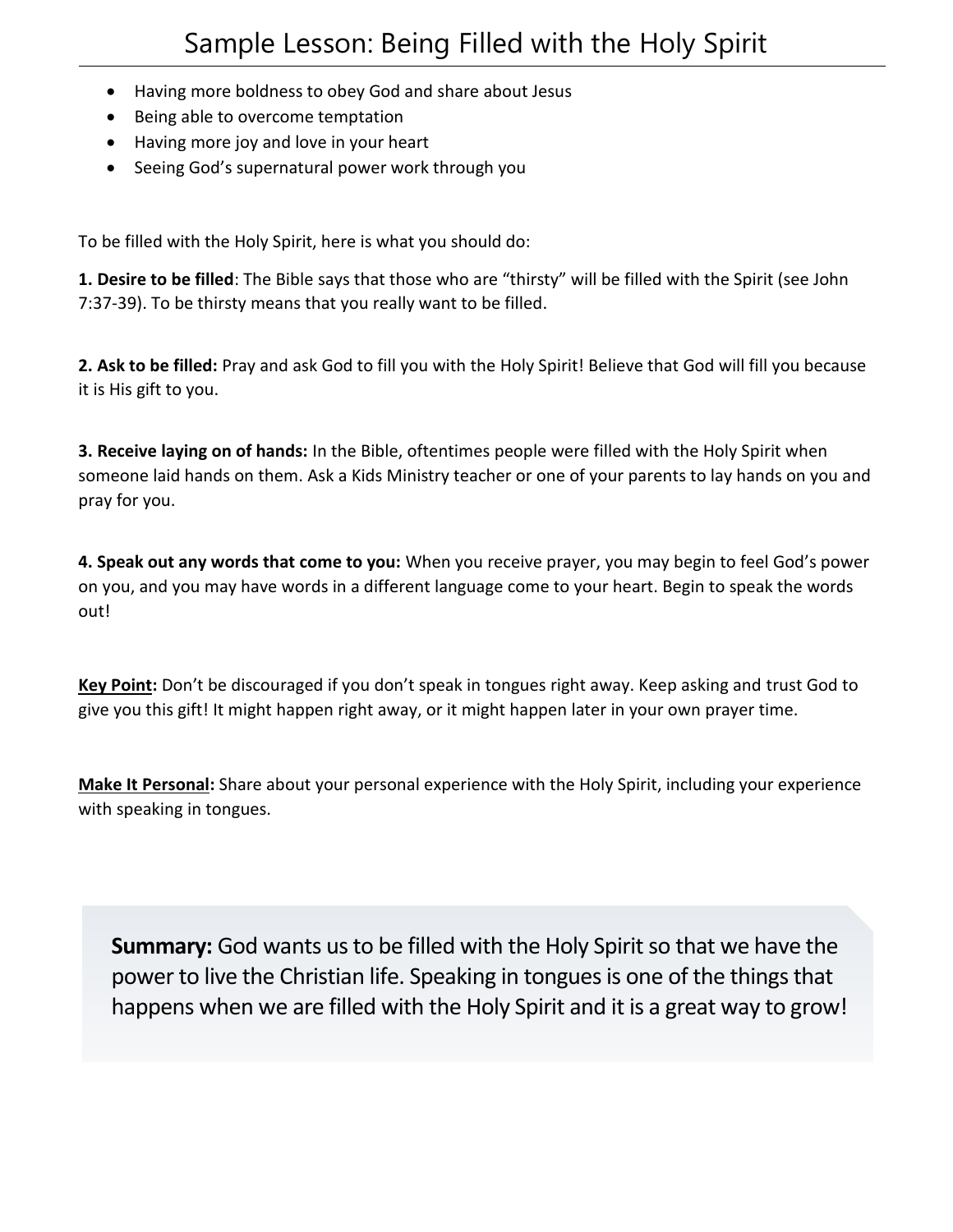- Having more boldness to obey God and share about Jesus
- Being able to overcome temptation
- Having more joy and love in your heart
- Seeing God's supernatural power work through you

To be filled with the Holy Spirit, here is what you should do:

**1. Desire to be filled**: The Bible says that those who are "thirsty" will be filled with the Spirit (see John 7:37-39). To be thirsty means that you really want to be filled.

**2. Ask to be filled:** Pray and ask God to fill you with the Holy Spirit! Believe that God will fill you because it is His gift to you.

**3. Receive laying on of hands:** In the Bible, oftentimes people were filled with the Holy Spirit when someone laid hands on them. Ask a Kids Ministry teacher or one of your parents to lay hands on you and pray for you.

**4. Speak out any words that come to you:** When you receive prayer, you may begin to feel God's power on you, and you may have words in a different language come to your heart. Begin to speak the words out!

**Key Point:** Don't be discouraged if you don't speak in tongues right away. Keep asking and trust God to give you this gift! It might happen right away, or it might happen later in your own prayer time.

**Make It Personal:** Share about your personal experience with the Holy Spirit, including your experience with speaking in tongues.

**Summary:** God wants us to be filled with the Holy Spirit so that we have the power to live the Christian life. Speaking in tongues is one of the things that happens when we are filled with the Holy Spirit and it is a great way to grow!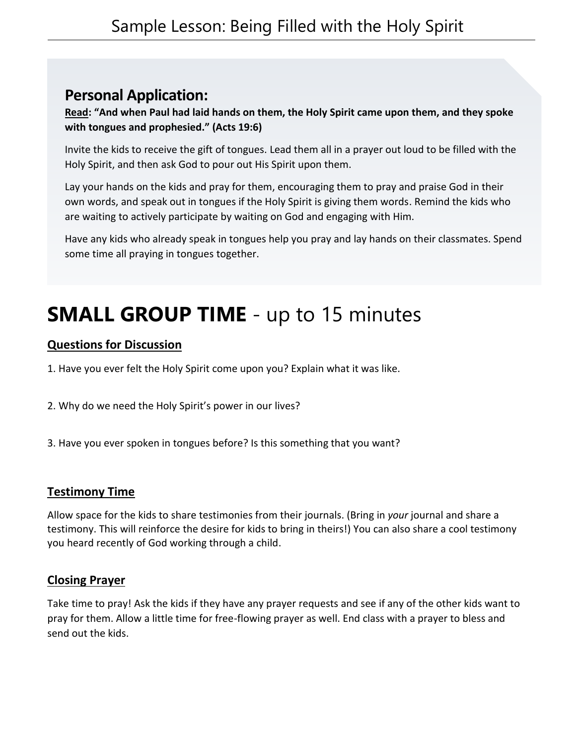## Personal Application:

**Read: "And when Paul had laid hands on them, the Holy Spirit came upon them, and they spoke with tongues and prophesied." (Acts 19:6)**

Invite the kids to receive the gift of tongues. Lead them all in a prayer out loud to be filled with the Holy Spirit, and then ask God to pour out His Spirit upon them.

Lay your hands on the kids and pray for them, encouraging them to pray and praise God in their own words, and speak out in tongues if the Holy Spirit is giving them words. Remind the kids who are waiting to actively participate by waiting on God and engaging with Him.

Have any kids who already speak in tongues help you pray and lay hands on their classmates. Spend some time all praying in tongues together.

# **SMALL GROUP TIME** - up to 15 minutes

### Questions for Discussion

1. Have you ever felt the Holy Spirit come upon you? Explain what it was like.

2. Why do we need the Holy Spirit's power in our lives?

3. Have you ever spoken in tongues before? Is this something that you want?

### Testimony Time

Allow space for the kids to share testimonies from their journals. (Bring in *your* journal and share a testimony. This will reinforce the desire for kids to bring in theirs!) You can also share a cool testimony you heard recently of God working through a child.

### Closing Prayer

Take time to pray! Ask the kids if they have any prayer requests and see if any of the other kids want to pray for them. Allow a little time for free-flowing prayer as well. End class with a prayer to bless and send out the kids.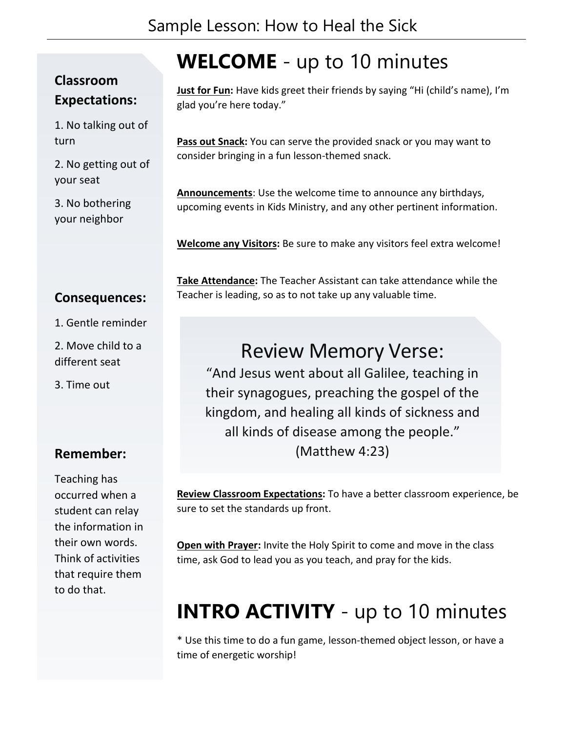# Sample Lesson: How to Heal the Sick

### Classroom Expectations:

1. No talking out of turn
2. No getting out of your seat
3. No bothering your neighbor

### Consequences:

1. Gentle reminder
2. Move child to a different seat
3. Time out

### Remember:

Teaching has occurred when a student can relay the information in their own words. Think of activities that require them to do that.

## **WELCOME** - up to 10 minutes

**Just for Fun:** Have kids greet their friends by saying "Hi (child's name), I'm glad you're here today."

**Pass out Snack:** You can serve the provided snack or you may want to consider bringing in a fun lesson-themed snack.

**Announcements**: Use the welcome time to announce any birthdays, upcoming events in Kids Ministry, and any other pertinent information.

**Welcome any Visitors:** Be sure to make any visitors feel extra welcome!

**Take Attendance:** The Teacher Assistant can take attendance while the Teacher is leading, so as to not take up any valuable time.

### Review Memory Verse:

"And Jesus went about all Galilee, teaching in their synagogues, preaching the gospel of the kingdom, and healing all kinds of sickness and all kinds of disease among the people."
(Matthew 4:23)

**Review Classroom Expectations:** To have a better classroom experience, be sure to set the standards up front.

**Open with Prayer:** Invite the Holy Spirit to come and move in the class time, ask God to lead you as you teach, and pray for the kids.

## **INTRO ACTIVITY** - up to 10 minutes

* Use this time to do a fun game, lesson-themed object lesson, or have a time of energetic worship!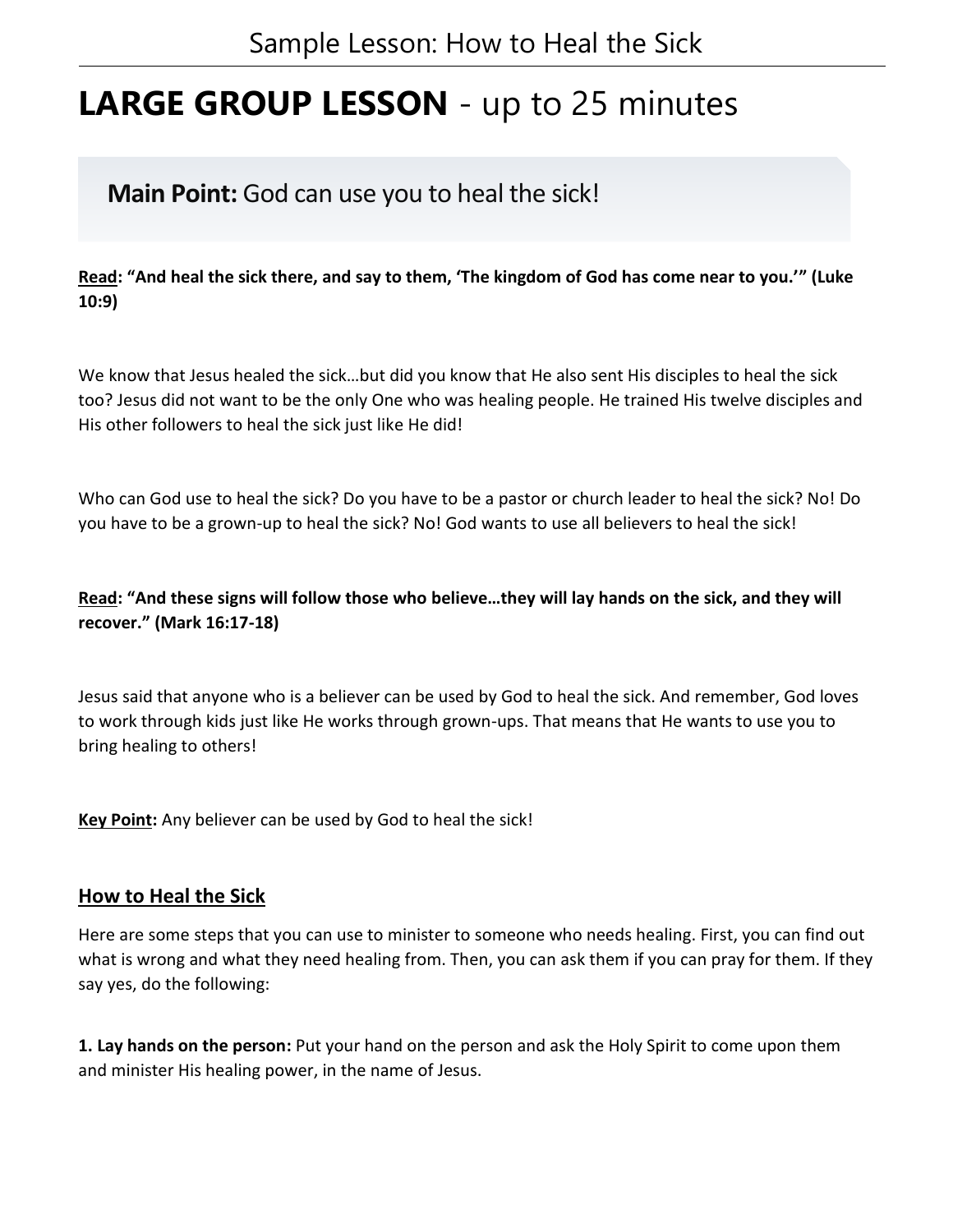# LARGE GROUP LESSON - up to 25 minutes

**Main Point:** God can use you to heal the sick!

**<u>Read</u>: "And heal the sick there, and say to them, 'The kingdom of God has come near to you.'" (Luke 10:9)**

We know that Jesus healed the sick…but did you know that He also sent His disciples to heal the sick too? Jesus did not want to be the only One who was healing people. He trained His twelve disciples and His other followers to heal the sick just like He did!

Who can God use to heal the sick? Do you have to be a pastor or church leader to heal the sick? No! Do you have to be a grown-up to heal the sick? No! God wants to use all believers to heal the sick!

**<u>Read</u>: "And these signs will follow those who believe…they will lay hands on the sick, and they will recover." (Mark 16:17-18)**

Jesus said that anyone who is a believer can be used by God to heal the sick. And remember, God loves to work through kids just like He works through grown-ups. That means that He wants to use you to bring healing to others!

**<u>Key Point</u>:** Any believer can be used by God to heal the sick!

## <u>How to Heal the Sick</u>

Here are some steps that you can use to minister to someone who needs healing. First, you can find out what is wrong and what they need healing from. Then, you can ask them if you can pray for them. If they say yes, do the following:

**1. Lay hands on the person:** Put your hand on the person and ask the Holy Spirit to come upon them and minister His healing power, in the name of Jesus.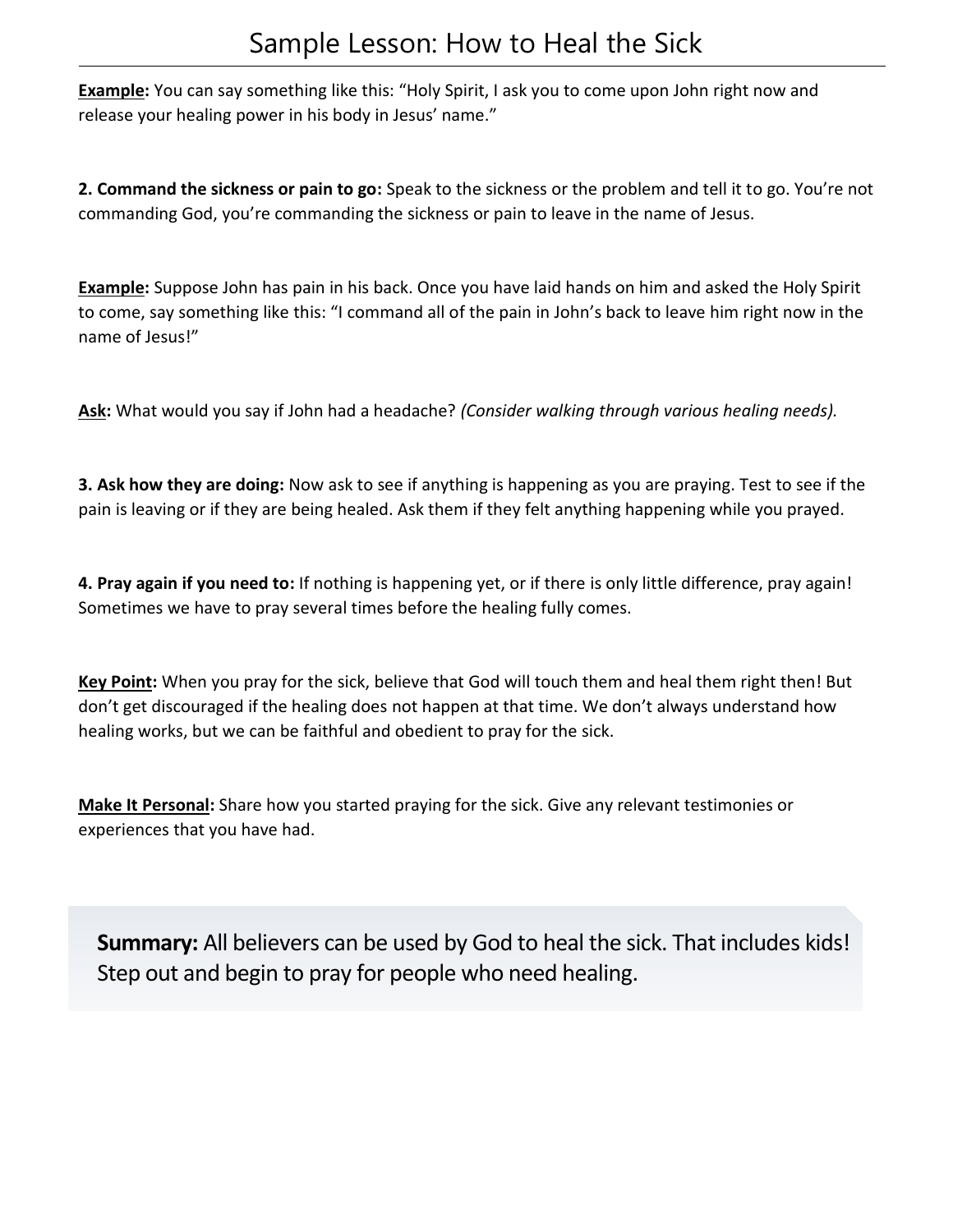**Example:** You can say something like this: "Holy Spirit, I ask you to come upon John right now and release your healing power in his body in Jesus' name."

**2. Command the sickness or pain to go:** Speak to the sickness or the problem and tell it to go. You're not commanding God, you're commanding the sickness or pain to leave in the name of Jesus.

**Example:** Suppose John has pain in his back. Once you have laid hands on him and asked the Holy Spirit to come, say something like this: "I command all of the pain in John's back to leave him right now in the name of Jesus!"

**Ask:** What would you say if John had a headache? *(Consider walking through various healing needs).*

**3. Ask how they are doing:** Now ask to see if anything is happening as you are praying. Test to see if the pain is leaving or if they are being healed. Ask them if they felt anything happening while you prayed.

**4. Pray again if you need to:** If nothing is happening yet, or if there is only little difference, pray again! Sometimes we have to pray several times before the healing fully comes.

**Key Point:** When you pray for the sick, believe that God will touch them and heal them right then! But don't get discouraged if the healing does not happen at that time. We don't always understand how healing works, but we can be faithful and obedient to pray for the sick.

**Make It Personal:** Share how you started praying for the sick. Give any relevant testimonies or experiences that you have had.

**Summary:** All believers can be used by God to heal the sick. That includes kids! Step out and begin to pray for people who need healing.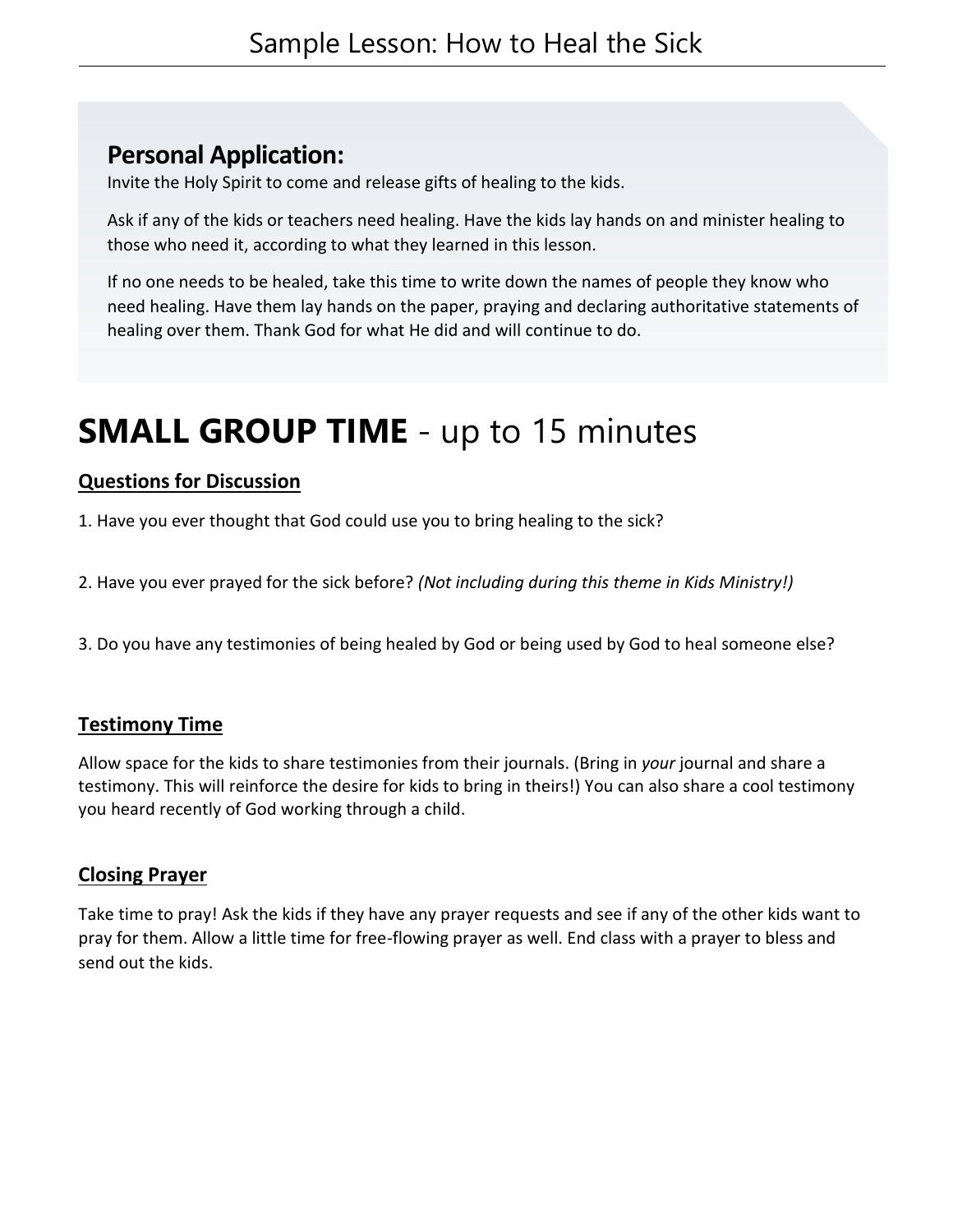## Personal Application:

Invite the Holy Spirit to come and release gifts of healing to the kids.

Ask if any of the kids or teachers need healing. Have the kids lay hands on and minister healing to those who need it, according to what they learned in this lesson.

If no one needs to be healed, take this time to write down the names of people they know who need healing. Have them lay hands on the paper, praying and declaring authoritative statements of healing over them. Thank God for what He did and will continue to do.

# **SMALL GROUP TIME** - up to 15 minutes

### Questions for Discussion

1. Have you ever thought that God could use you to bring healing to the sick?

2. Have you ever prayed for the sick before? *(Not including during this theme in Kids Ministry!)*

3. Do you have any testimonies of being healed by God or being used by God to heal someone else?

### Testimony Time

Allow space for the kids to share testimonies from their journals. (Bring in *your* journal and share a testimony. This will reinforce the desire for kids to bring in theirs!) You can also share a cool testimony you heard recently of God working through a child.

### Closing Prayer

Take time to pray! Ask the kids if they have any prayer requests and see if any of the other kids want to pray for them. Allow a little time for free-flowing prayer as well. End class with a prayer to bless and send out the kids.